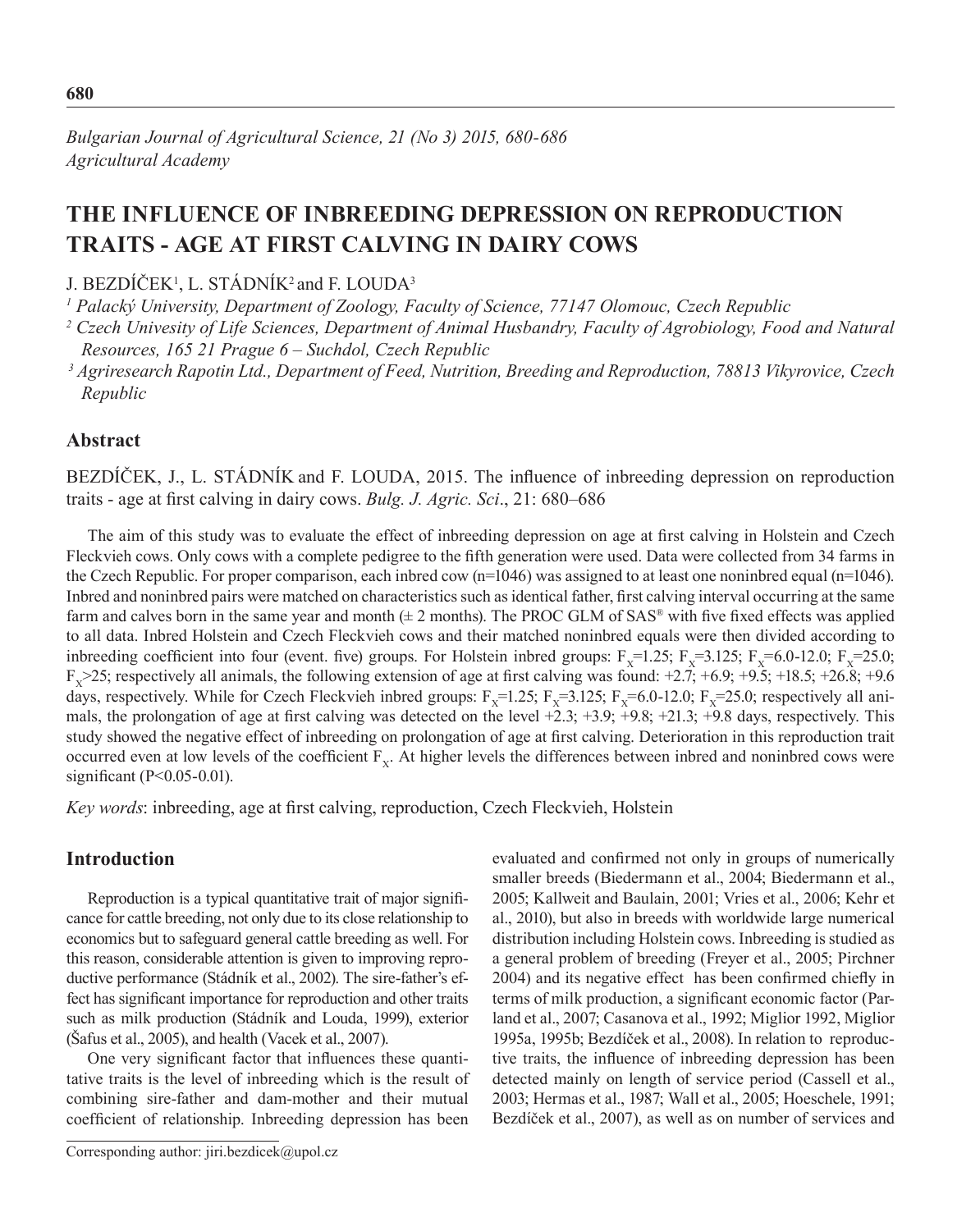# THE INFLUENCE OF INBREEDING DEPRESSION ON REPRODUCTION TRAITS - AGE AT FIRST CALVING IN DAIRY COWS

J. BEZDÍČEK[1], L. STÁDNÍK[2] and F. LOUDA[3]

[1] *Palacký University, Department of Zoology, Faculty of Science, 77147 Olomouc, Czech Republic*

[2] *Czech Univesity of Life Sciences, Department of Animal Husbandry, Faculty of Agrobiology, Food and Natural Resources, 165 21 Prague 6 – Suchdol, Czech Republic*

[3] *Agriresearch Rapotin Ltd., Department of Feed, Nutrition, Breeding and Reproduction, 78813 Vikyrovice, Czech Republic*

## Abstract

BEZDÍČEK, J., L. STÁDNÍK and F. LOUDA, 2015. The influence of inbreeding depression on reproduction traits - age at first calving in dairy cows. *Bulg. J. Agric. Sci*., 21: 680–686

The aim of this study was to evaluate the effect of inbreeding depression on age at first calving in Holstein and Czech Fleckvieh cows. Only cows with a complete pedigree to the fifth generation were used. Data were collected from 34 farms in the Czech Republic. For proper comparison, each inbred cow (n=1046) was assigned to at least one noninbred equal (n=1046). Inbred and noninbred pairs were matched on characteristics such as identical father, first calving interval occurring at the same farm and calves born in the same year and month (± 2 months). The PROC GLM of SAS® with five fixed effects was applied to all data. Inbred Holstein and Czech Fleckvieh cows and their matched noninbred equals were then divided according to inbreeding coefficient into four (event. five) groups. For Holstein inbred groups: $F_x$=1.25; $F_x$=3.125; $F_x$=6.0-12.0; $F_x$=25.0; $F_x$>25; respectively all animals, the following extension of age at first calving was found: +2.7; +6.9; +9.5; +18.5; +26.8; +9.6 days, respectively. While for Czech Fleckvieh inbred groups: $F_x$=1.25; $F_x$=3.125; $F_x$=6.0-12.0; $F_x$=25.0; respectively all animals, the prolongation of age at first calving was detected on the level +2.3; +3.9; +9.8; +21.3; +9.8 days, respectively. This study showed the negative effect of inbreeding on prolongation of age at first calving. Deterioration in this reproduction trait occurred even at low levels of the coefficient $F_x$. At higher levels the differences between inbred and noninbred cows were significant (P<0.05-0.01).

*Key words*: inbreeding, age at first calving, reproduction, Czech Fleckvieh, Holstein

## Introduction

Reproduction is a typical quantitative trait of major significance for cattle breeding, not only due to its close relationship to economics but to safeguard general cattle breeding as well. For this reason, considerable attention is given to improving reproductive performance (Stádník et al., 2002). The sire-father's effect has significant importance for reproduction and other traits such as milk production (Stádník and Louda, 1999), exterior (Šafus et al., 2005), and health (Vacek et al., 2007).

One very significant factor that influences these quantitative traits is the level of inbreeding which is the result of combining sire-father and dam-mother and their mutual coefficient of relationship. Inbreeding depression has been evaluated and confirmed not only in groups of numerically smaller breeds (Biedermann et al., 2004; Biedermann et al., 2005; Kallweit and Baulain, 2001; Vries et al., 2006; Kehr et al., 2010), but also in breeds with worldwide large numerical distribution including Holstein cows. Inbreeding is studied as a general problem of breeding (Freyer et al., 2005; Pirchner 2004) and its negative effect has been confirmed chiefly in terms of milk production, a significant economic factor (Parland et al., 2007; Casanova et al., 1992; Miglior 1992, Miglior 1995a, 1995b; Bezdíček et al., 2008). In relation to reproductive traits, the influence of inbreeding depression has been detected mainly on length of service period (Cassell et al., 2003; Hermas et al., 1987; Wall et al., 2005; Hoeschele, 1991; Bezdíček et al., 2007), as well as on number of services and

Corresponding author: jiri.bezdicek@upol.cz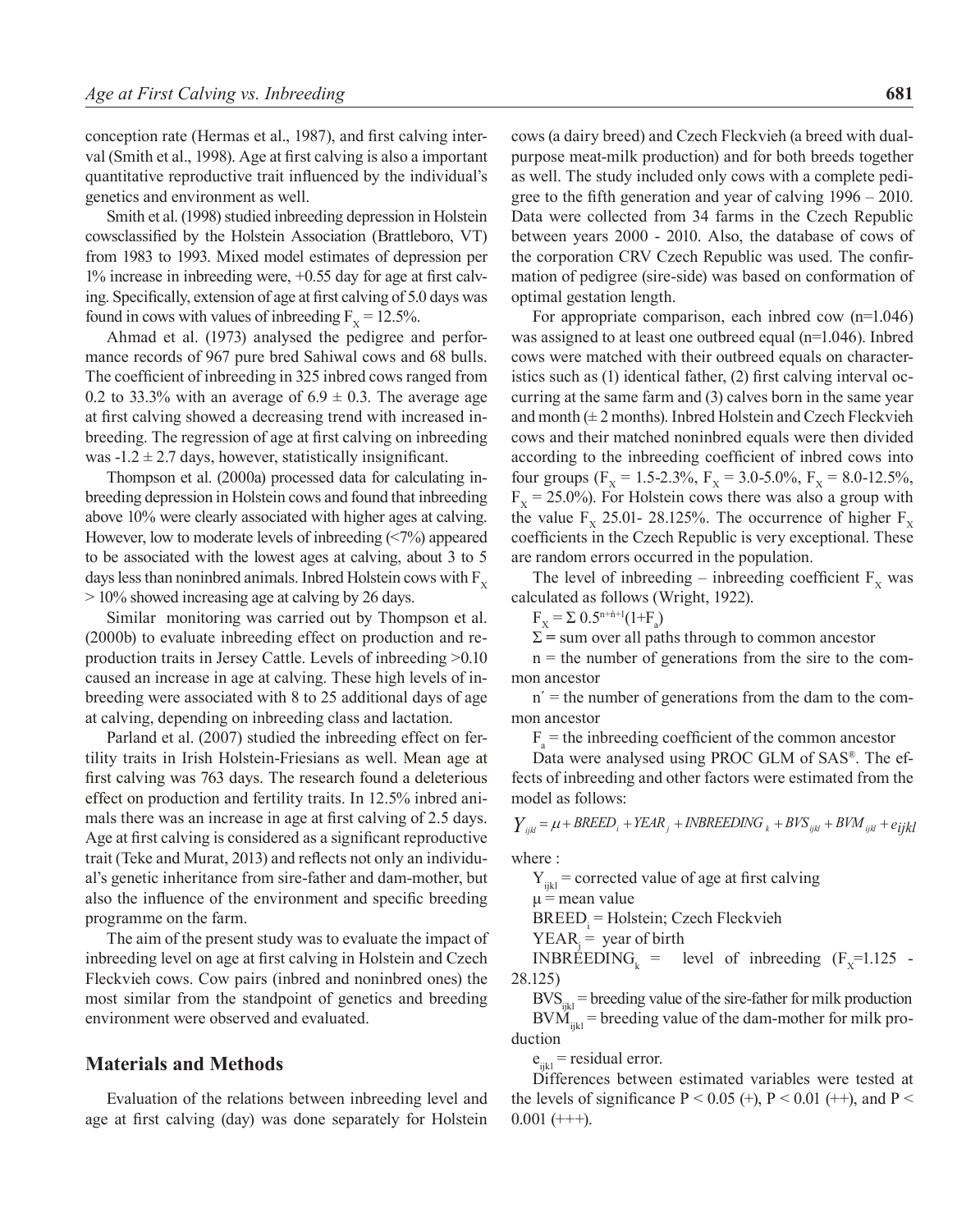conception rate (Hermas et al., 1987), and first calving interval (Smith et al., 1998). Age at first calving is also a important quantitative reproductive trait influenced by the individual's genetics and environment as well.

Smith et al. (1998) studied inbreeding depression in Holstein cowsclassified by the Holstein Association (Brattleboro, VT) from 1983 to 1993. Mixed model estimates of depression per 1% increase in inbreeding were, +0.55 day for age at first calving. Specifically, extension of age at first calving of 5.0 days was found in cows with values of inbreeding $F_X = 12.5\%$.

Ahmad et al. (1973) analysed the pedigree and performance records of 967 pure bred Sahiwal cows and 68 bulls. The coefficient of inbreeding in 325 inbred cows ranged from 0.2 to 33.3% with an average of $6.9 \pm 0.3$. The average age at first calving showed a decreasing trend with increased inbreeding. The regression of age at first calving on inbreeding was $-1.2 \pm 2.7$ days, however, statistically insignificant.

Thompson et al. (2000a) processed data for calculating inbreeding depression in Holstein cows and found that inbreeding above 10% were clearly associated with higher ages at calving. However, low to moderate levels of inbreeding (<7%) appeared to be associated with the lowest ages at calving, about 3 to 5 days less than noninbred animals. Inbred Holstein cows with $F_X > 10\%$ showed increasing age at calving by 26 days.

Similar monitoring was carried out by Thompson et al. (2000b) to evaluate inbreeding effect on production and reproduction traits in Jersey Cattle. Levels of inbreeding >0.10 caused an increase in age at calving. These high levels of inbreeding were associated with 8 to 25 additional days of age at calving, depending on inbreeding class and lactation.

Parland et al. (2007) studied the inbreeding effect on fertility traits in Irish Holstein-Friesians as well. Mean age at first calving was 763 days. The research found a deleterious effect on production and fertility traits. In 12.5% inbred animals there was an increase in age at first calving of 2.5 days. Age at first calving is considered as a significant reproductive trait (Teke and Murat, 2013) and reflects not only an individual's genetic inheritance from sire-father and dam-mother, but also the influence of the environment and specific breeding programme on the farm.

The aim of the present study was to evaluate the impact of inbreeding level on age at first calving in Holstein and Czech Fleckvieh cows. Cow pairs (inbred and noninbred ones) the most similar from the standpoint of genetics and breeding environment were observed and evaluated.

## Materials and Methods

Evaluation of the relations between inbreeding level and age at first calving (day) was done separately for Holstein cows (a dairy breed) and Czech Fleckvieh (a breed with dual-purpose meat-milk production) and for both breeds together as well. The study included only cows with a complete pedigree to the fifth generation and year of calving 1996 – 2010. Data were collected from 34 farms in the Czech Republic between years 2000 - 2010. Also, the database of cows of the corporation CRV Czech Republic was used. The confirmation of pedigree (sire-side) was based on conformation of optimal gestation length.

For appropriate comparison, each inbred cow (n=1.046) was assigned to at least one outbreed equal (n=1.046). Inbred cows were matched with their outbreed equals on characteristics such as (1) identical father, (2) first calving interval occurring at the same farm and the same year and month (± 2 months). Inbred Holstein and Czech Fleckvieh cows and their matched noninbred equals were then divided according to the inbreeding coefficient of inbred cows into four groups ($F_X$ = 1.5-2.3%, $F_X$ = 3.0-5.0%, $F_X$ = 8.0-12.5%, $F_X$ = 25.0%). For Holstein cows there was also a group with the value $F_X$ 25.01- 28.125%. The occurrence of higher $F_X$ coefficients in the Czech Republic is very exceptional. These are random errors occurred in the population.

The level of inbreeding – inbreeding coefficient $F_X$ was calculated as follows (Wright, 1922).

$$F_X = \Sigma\, 0.5^{n+n'+1}(1+F_a)$$

Σ = sum over all paths through to common ancestor

n = the number of generations from the sire to the common ancestor

n′ = the number of generations from the dam to the common ancestor

$F_a$ = the inbreeding coefficient of the common ancestor

Data were analysed using PROC GLM of SAS®. The effects of inbreeding and other factors were estimated from the model as follows:

$$Y_{ijkl} = \mu + BREED_i + YEAR_j + INBREEDING_k + BVS_{ijkl} + BVM_{ijkl} + e_{ijkl}$$

where :

$Y_{ijkl}$ = corrected value of age at first calving

μ = mean value

$BREED_i$ = Holstein; Czech Fleckvieh

$YEAR_j$ = year of birth

$INBREEDING_k$ = level of inbreeding ($F_X$=1.125 - 28.125)

$BVS_{ijkl}$ = breeding value of the sire-father for milk production

$BVM_{ijkl}$ = breeding value of the dam-mother for milk production

$e_{ijkl}$ = residual error.

Differences between estimated variables were tested at the levels of significance $P < 0.05$ (+), $P < 0.01$ (++), and $P < 0.001$ (+++).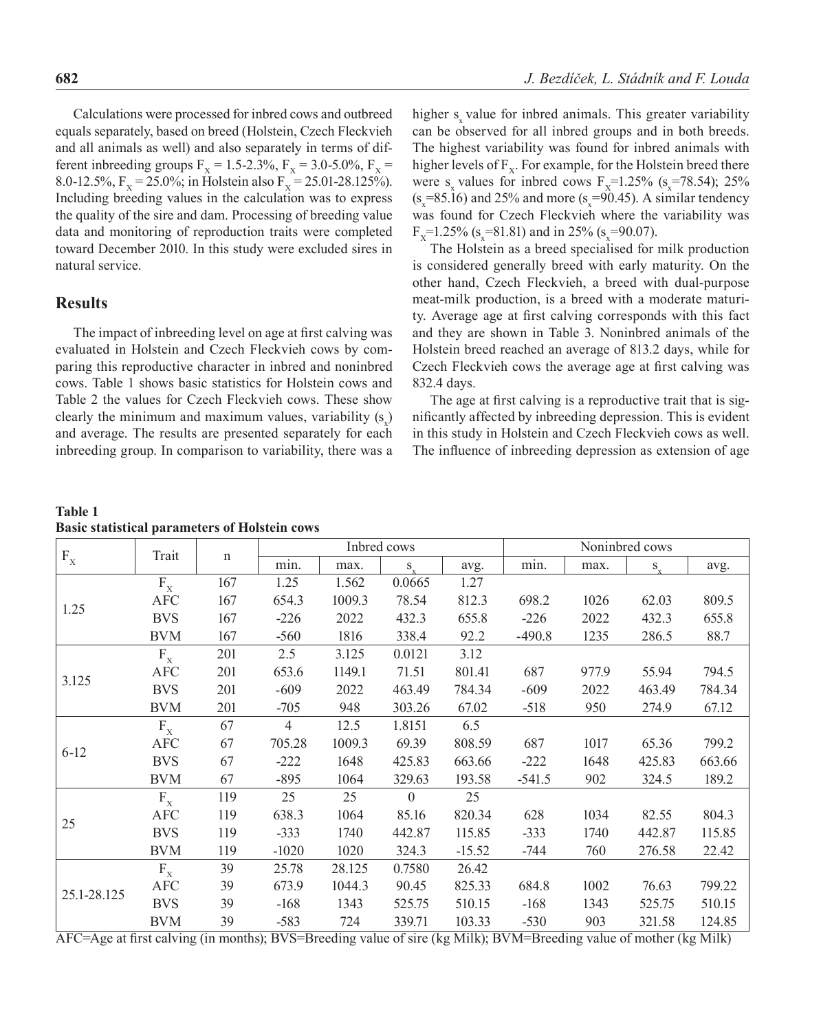Calculations were processed for inbred cows and outbreed equals separately, based on breed (Holstein, Czech Fleckvieh and all animals as well) and also separately in terms of different inbreeding groups $F_X$ = 1.5-2.3%, $F_X$ = 3.0-5.0%, $F_X$ = 8.0-12.5%, $F_X$ = 25.0%; in Holstein also $F_X$ = 25.01-28.125%). Including breeding values in the calculation was to express the quality of the sire and dam. Processing of breeding value data and monitoring of reproduction traits were completed toward December 2010. In this study were excluded sires in natural service.

## Results

The impact of inbreeding level on age at first calving was evaluated in Holstein and Czech Fleckvieh cows by comparing this reproductive character in inbred and noninbred cows. Table 1 shows basic statistics for Holstein cows and Table 2 the values for Czech Fleckvieh cows. These show clearly the minimum and maximum values, variability ($s_x$) and average. The results are presented separately for each inbreeding group. In comparison to variability, there was a higher $s_x$ value for inbred animals. This greater variability can be observed for all inbred groups and in both breeds. The highest variability was found for inbred animals with higher levels of $F_X$. For example, for the Holstein breed there were $s_x$ values for inbred cows $F_X$=1.25% ($s_x$=78.54); 25% ($s_x$=85.16) and 25% and more ($s_x$=90.45). A similar tendency was found for Czech Fleckvieh where the variability was $F_X$=1.25% ($s_x$=81.81) and in 25% ($s_x$=90.07).

The Holstein as a breed specialised for milk production is considered generally breed with early maturity. On the other hand, Czech Fleckvieh, a breed with dual-purpose meat-milk production, is a breed with a moderate maturity. Average age at first calving corresponds with this fact and they are shown in Table 3. Noninbred animals of the Holstein breed reached an average of 813.2 days, while for Czech Fleckvieh cows the average age at first calving was 832.4 days.

The age at first calving is a reproductive trait that is significantly affected by inbreeding depression. This is evident in this study in Holstein and Czech Fleckvieh cows as well. The influence of inbreeding depression as extension of age

**Table 1**
**Basic statistical parameters of Holstein cows**

| $F_X$ | Trait | n | Inbred cows | | | | Noninbred cows | | | |
|---|---|---|---|---|---|---|---|---|---|---|
| | | | min. | max. | $s_x$ | avg. | min. | max. | $s_x$ | avg. |
| 1.25 | $F_X$ | 167 | 1.25 | 1.562 | 0.0665 | 1.27 | | | | |
| | AFC | 167 | 654.3 | 1009.3 | 78.54 | 812.3 | 698.2 | 1026 | 62.03 | 809.5 |
| | BVS | 167 | -226 | 2022 | 432.3 | 655.8 | -226 | 2022 | 432.3 | 655.8 |
| | BVM | 167 | -560 | 1816 | 338.4 | 92.2 | -490.8 | 1235 | 286.5 | 88.7 |
| 3.125 | $F_X$ | 201 | 2.5 | 3.125 | 0.0121 | 3.12 | | | | |
| | AFC | 201 | 653.6 | 1149.1 | 71.51 | 801.41 | 687 | 977.9 | 55.94 | 794.5 |
| | BVS | 201 | -609 | 2022 | 463.49 | 784.34 | -609 | 2022 | 463.49 | 784.34 |
| | BVM | 201 | -705 | 948 | 303.26 | 67.02 | -518 | 950 | 274.9 | 67.12 |
| 6-12 | $F_X$ | 67 | 4 | 12.5 | 1.8151 | 6.5 | | | | |
| | AFC | 67 | 705.28 | 1009.3 | 69.39 | 808.59 | 687 | 1017 | 65.36 | 799.2 |
| | BVS | 67 | -222 | 1648 | 425.83 | 663.66 | -222 | 1648 | 425.83 | 663.66 |
| | BVM | 67 | -895 | 1064 | 329.63 | 193.58 | -541.5 | 902 | 324.5 | 189.2 |
| 25 | $F_X$ | 119 | 25 | 25 | 0 | 25 | | | | |
| | AFC | 119 | 638.3 | 1064 | 85.16 | 820.34 | 628 | 1034 | 82.55 | 804.3 |
| | BVS | 119 | -333 | 1740 | 442.87 | 115.85 | -333 | 1740 | 442.87 | 115.85 |
| | BVM | 119 | -1020 | 1020 | 324.3 | -15.52 | -744 | 760 | 276.58 | 22.42 |
| 25.1-28.125 | $F_X$ | 39 | 25.78 | 28.125 | 0.7580 | 26.42 | | | | |
| | AFC | 39 | 673.9 | 1044.3 | 90.45 | 825.33 | 684.8 | 1002 | 76.63 | 799.22 |
| | BVS | 39 | -168 | 1343 | 525.75 | 510.15 | -168 | 1343 | 525.75 | 510.15 |
| | BVM | 39 | -583 | 724 | 339.71 | 103.33 | -530 | 903 | 321.58 | 124.85 |

AFC=Age at first calving (in months); BVS=Breeding value of sire (kg Milk); BVM=Breeding value of mother (kg Milk)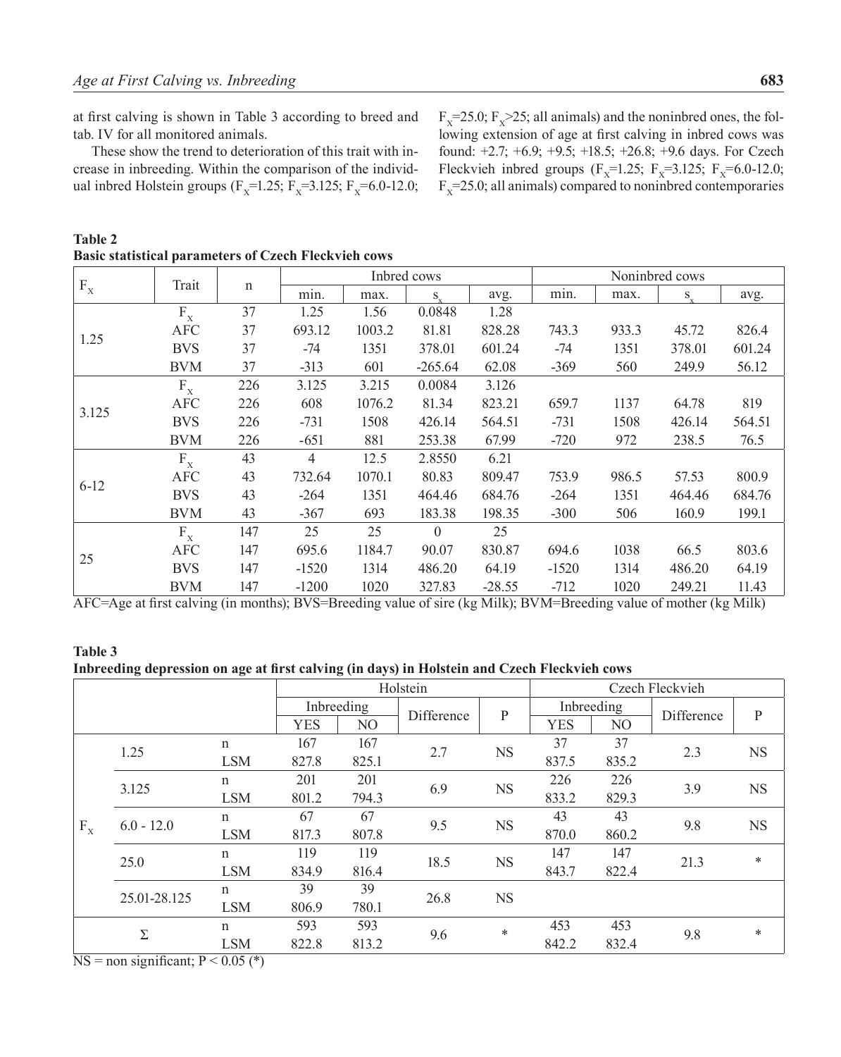at first calving is shown in Table 3 according to breed and tab. IV for all monitored animals.

These show the trend to deterioration of this trait with increase in inbreeding. Within the comparison of the individual inbred Holstein groups ($F_x$=1.25; $F_x$=3.125; $F_x$=6.0-12.0; $F_x$=25.0; $F_x$>25; all animals) and the noninbred ones, the following extension of age at first calving in inbred cows was found: +2.7; +6.9; +9.5; +18.5; +26.8; +9.6 days. For Czech Fleckvieh inbred groups ($F_x$=1.25; $F_x$=3.125; $F_x$=6.0-12.0; $F_x$=25.0; all animals) compared to noninbred contemporaries

**Table 2**
**Basic statistical parameters of Czech Fleckvieh cows**

| $F_X$ | Trait | n | Inbred cows | | | | Noninbred cows | | | |
|---|---|---|---|---|---|---|---|---|---|---|
| | | | min. | max. | $s_x$ | avg. | min. | max. | $s_x$ | avg. |
| 1.25 | $F_X$ | 37 | 1.25 | 1.56 | 0.0848 | 1.28 | | | | |
| | AFC | 37 | 693.12 | 1003.2 | 81.81 | 828.28 | 743.3 | 933.3 | 45.72 | 826.4 |
| | BVS | 37 | -74 | 1351 | 378.01 | 601.24 | -74 | 1351 | 378.01 | 601.24 |
| | BVM | 37 | -313 | 601 | -265.64 | 62.08 | -369 | 560 | 249.9 | 56.12 |
| 3.125 | $F_X$ | 226 | 3.125 | 3.215 | 0.0084 | 3.126 | | | | |
| | AFC | 226 | 608 | 1076.2 | 81.34 | 823.21 | 659.7 | 1137 | 64.78 | 819 |
| | BVS | 226 | -731 | 1508 | 426.14 | 564.51 | -731 | 1508 | 426.14 | 564.51 |
| | BVM | 226 | -651 | 881 | 253.38 | 67.99 | -720 | 972 | 238.5 | 76.5 |
| 6-12 | $F_X$ | 43 | 4 | 12.5 | 2.8550 | 6.21 | | | | |
| | AFC | 43 | 732.64 | 1070.1 | 80.83 | 809.47 | 753.9 | 986.5 | 57.53 | 800.9 |
| | BVS | 43 | -264 | 1351 | 464.46 | 684.76 | -264 | 1351 | 464.46 | 684.76 |
| | BVM | 43 | -367 | 693 | 183.38 | 198.35 | -300 | 506 | 160.9 | 199.1 |
| 25 | $F_X$ | 147 | 25 | 25 | 0 | 25 | | | | |
| | AFC | 147 | 695.6 | 1184.7 | 90.07 | 830.87 | 694.6 | 1038 | 66.5 | 803.6 |
| | BVS | 147 | -1520 | 1314 | 486.20 | 64.19 | -1520 | 1314 | 486.20 | 64.19 |
| | BVM | 147 | -1200 | 1020 | 327.83 | -28.55 | -712 | 1020 | 249.21 | 11.43 |

AFC=Age at first calving (in months); BVS=Breeding value of sire (kg Milk); BVM=Breeding value of mother (kg Milk)

**Table 3**
**Inbreeding depression on age at first calving (in days) in Holstein and Czech Fleckvieh cows**

| | | | Holstein | | | | Czech Fleckvieh | | | |
|---|---|---|---|---|---|---|---|---|---|---|
| | | | Inbreeding | | Difference | P | Inbreeding | | Difference | P |
| | | | YES | NO | | | YES | NO | | |
| $F_X$ | 1.25 | n | 167 | 167 | 2.7 | NS | 37 | 37 | 2.3 | NS |
| | | LSM | 827.8 | 825.1 | | | 837.5 | 835.2 | | |
| | 3.125 | n | 201 | 201 | 6.9 | NS | 226 | 226 | 3.9 | NS |
| | | LSM | 801.2 | 794.3 | | | 833.2 | 829.3 | | |
| | 6.0 - 12.0 | n | 67 | 67 | 9.5 | NS | 43 | 43 | 9.8 | NS |
| | | LSM | 817.3 | 807.8 | | | 870.0 | 860.2 | | |
| | 25.0 | n | 119 | 119 | 18.5 | NS | 147 | 147 | 21.3 | * |
| | | LSM | 834.9 | 816.4 | | | 843.7 | 822.4 | | |
| | 25.01-28.125 | n | 39 | 39 | 26.8 | NS | | | | |
| | | LSM | 806.9 | 780.1 | | | | | | |
| Σ | | n | 593 | 593 | 9.6 | * | 453 | 453 | 9.8 | * |
| | | LSM | 822.8 | 813.2 | | | 842.2 | 832.4 | | |

NS = non significant; P < 0.05 (*)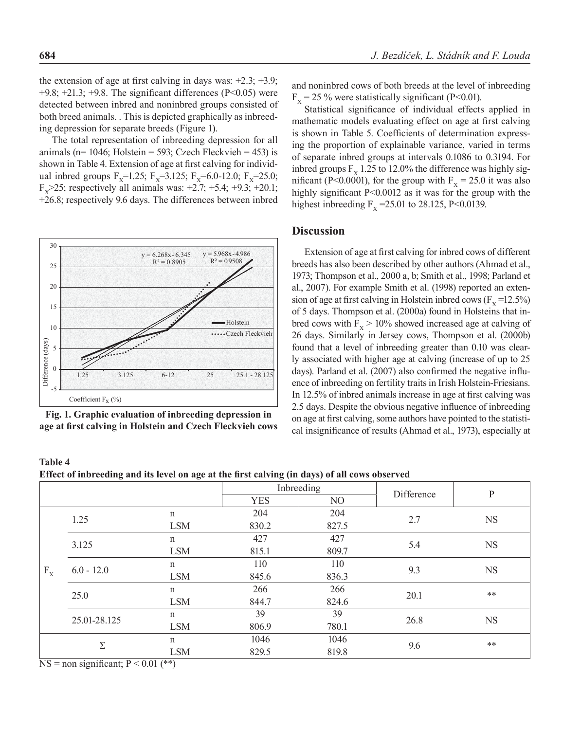the extension of age at first calving in days was: +2.3; +3.9; +9.8; +21.3; +9.8. The significant differences (P<0.05) were detected between inbred and noninbred groups consisted of both breed animals. . This is depicted graphically as inbreeding depression for separate breeds (Figure 1).

The total representation of inbreeding depression for all animals (n= 1046; Holstein = 593; Czech Fleckvieh = 453) is shown in Table 4. Extension of age at first calving for individual inbred groups $F_X$=1.25; $F_X$=3.125; $F_X$=6.0-12.0; $F_X$=25.0; $F_X$>25; respectively all animals was: +2.7; +5.4; +9.3; +20.1; +26.8; respectively 9.6 days. The differences between inbred and noninbred cows of both breeds at the level of inbreeding $F_X$ = 25 % were statistically significant (P<0.01).

Statistical significance of individual effects applied in mathematic models evaluating effect on age at first calving is shown in Table 5. Coefficients of determination expressing the proportion of explainable variance, varied in terms of separate inbred groups at intervals 0.1086 to 0.3194. For inbred groups $F_X$ 1.25 to 12.0% the difference was highly significant (P<0.0001), for the group with $F_X$ = 25.0 it was also highly significant P<0.0012 as it was for the group with the highest inbreeding $F_X$ =25.01 to 28.125, P<0.0139.

**Fig. 1. Graphic evaluation of inbreeding depression in age at first calving in Holstein and Czech Fleckvieh cows**

## Discussion

Extension of age at first calving for inbred cows of different breeds has also been described by other authors (Ahmad et al., 1973; Thompson et al., 2000 a, b; Smith et al., 1998; Parland et al., 2007). For example Smith et al. (1998) reported an extension of age at first calving in Holstein inbred cows ($F_X$ =12.5%) of 5 days. Thompson et al. (2000a) found in Holsteins that inbred cows with $F_X$ > 10% showed increased age at calving of 26 days. Similarly in Jersey cows, Thompson et al. (2000b) found that a level of inbreeding greater than 0.10 was clearly associated with higher age at calving (increase of up to 25 days). Parland et al. (2007) also confirmed the negative influence of inbreeding on fertility traits in Irish Holstein-Friesians. In 12.5% of inbred animals increase in age at first calving was 2.5 days. Despite the obvious negative influence of inbreeding on age at first calving, some authors have pointed to the statistical insignificance of results (Ahmad et al., 1973), especially at

**Table 4**
**Effect of inbreeding and its level on age at the first calving (in days) of all cows observed**

| | | | Inbreeding | | Difference | P |
|---|---|---|---|---|---|---|
| | | | YES | NO | | |
| $F_X$ | 1.25 | n | 204 | 204 | 2.7 | NS |
| | | LSM | 830.2 | 827.5 | | |
| | 3.125 | n | 427 | 427 | 5.4 | NS |
| | | LSM | 815.1 | 809.7 | | |
| | 6.0 - 12.0 | n | 110 | 110 | 9.3 | NS |
| | | LSM | 845.6 | 836.3 | | |
| | 25.0 | n | 266 | 266 | 20.1 | ** |
| | | LSM | 844.7 | 824.6 | | |
| | 25.01-28.125 | n | 39 | 39 | 26.8 | NS |
| | | LSM | 806.9 | 780.1 | | |
| Σ | | n | 1046 | 1046 | 9.6 | ** |
| | | LSM | 829.5 | 819.8 | | |

NS = non significant; P < 0.01 (**)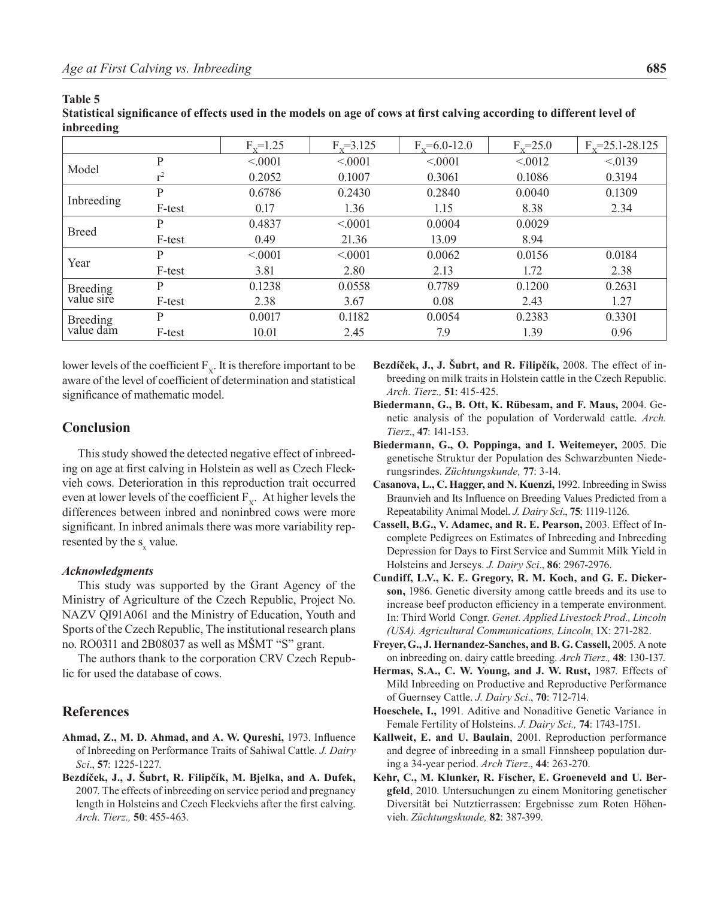**Table 5**

**Statistical significance of effects used in the models on age of cows at first calving according to different level of inbreeding**

| | | $F_X$=1.25 | $F_X$=3.125 | $F_X$=6.0-12.0 | $F_X$=25.0 | $F_X$=25.1-28.125 |
|---|---|---|---|---|---|---|
| Model | P | <.0001 | <.0001 | <.0001 | <.0012 | <.0139 |
| | $r^2$ | 0.2052 | 0.1007 | 0.3061 | 0.1086 | 0.3194 |
| Inbreeding | P | 0.6786 | 0.2430 | 0.2840 | 0.0040 | 0.1309 |
| | F-test | 0.17 | 1.36 | 1.15 | 8.38 | 2.34 |
| Breed | P | 0.4837 | <.0001 | 0.0004 | 0.0029 | |
| | F-test | 0.49 | 21.36 | 13.09 | 8.94 | |
| Year | P | <.0001 | <.0001 | 0.0062 | 0.0156 | 0.0184 |
| | F-test | 3.81 | 2.80 | 2.13 | 1.72 | 2.38 |
| Breeding value sire | P | 0.1238 | 0.0558 | 0.7789 | 0.1200 | 0.2631 |
| | F-test | 2.38 | 3.67 | 0.08 | 2.43 | 1.27 |
| Breeding value dam | P | 0.0017 | 0.1182 | 0.0054 | 0.2383 | 0.3301 |
| | F-test | 10.01 | 2.45 | 7.9 | 1.39 | 0.96 |

lower levels of the coefficient $F_X$. It is therefore important to be aware of the level of coefficient of determination and statistical significance of mathematic model.

## Conclusion

This study showed the detected negative effect of inbreeding on age at first calving in Holstein as well as Czech Fleckvieh cows. Deterioration in this reproduction trait occurred even at lower levels of the coefficient $F_X$. At higher levels the differences between inbred and noninbred cows were more significant. In inbred animals there was more variability represented by the $s_x$ value.

### *Acknowledgments*

This study was supported by the Grant Agency of the Ministry of Agriculture of the Czech Republic, Project No. NAZV QI91A061 and the Ministry of Education, Youth and Sports of the Czech Republic, The institutional research plans no. RO0311 and 2B08037 as well as MŠMT "S" grant.

The authors thank to the corporation CRV Czech Republic for used the database of cows.

## References

**Ahmad, Z., M. D. Ahmad, and A. W. Qureshi,** 1973. Influence of Inbreeding on Performance Traits of Sahiwal Cattle. *J. Dairy Sci*., **57**: 1225-1227.

**Bezdíček, J., J. Šubrt, R. Filipčík, M. Bjelka, and A. Dufek,** 2007. The effects of inbreeding on service period and pregnancy length in Holsteins and Czech Fleckviehs after the first calving. *Arch. Tierz.,* **50**: 455-463.

**Bezdíček, J., J. Šubrt, and R. Filipčík,** 2008. The effect of inbreeding on milk traits in Holstein cattle in the Czech Republic. *Arch. Tierz.,* **51**: 415-425.

**Biedermann, G., B. Ott, K. Rübesam, and F. Maus,** 2004. Genetic analysis of the population of Vorderwald cattle. *Arch. Tierz*., **47**: 141-153.

**Biedermann, G., O. Poppinga, and I. Weitemeyer,** 2005. Die genetische Struktur der Population des Schwarzbunten Niederungsrindes. *Züchtungskunde,* **77**: 3-14.

**Casanova, L., C. Hagger, and N. Kuenzi,** 1992. Inbreeding in Swiss Braunvieh and Its Influence on Breeding Values Predicted from a Repeatability Animal Model. *J. Dairy Sci*., **75**: 1119-1126.

**Cassell, B.G., V. Adamec, and R. E. Pearson,** 2003. Effect of Incomplete Pedigrees on Estimates of Inbreeding and Inbreeding Depression for Days to First Service and Summit Milk Yield in Holsteins and Jerseys. *J. Dairy Sci*., **86**: 2967-2976.

**Cundiff, L.V., K. E. Gregory, R. M. Koch, and G. E. Dickerson,** 1986. Genetic diversity among cattle breeds and its use to increase beef producton efficiency in a temperate environment. In: Third World Congr. *Genet. Applied Livestock Prod., Lincoln (USA). Agricultural Communications, Lincoln,* IX: 271-282.

**Freyer, G., J. Hernandez-Sanches, and B. G. Cassell,** 2005. A note on inbreeding on. dairy cattle breeding. *Arch Tierz.,* **48**: 130-137.

**Hermas, S.A., C. W. Young, and J. W. Rust,** 1987. Effects of Mild Inbreeding on Productive and Reproductive Performance of Guernsey Cattle. *J. Dairy Sci*., **70**: 712-714.

**Hoeschele, I.,** 1991. Aditive and Nonaditive Genetic Variance in Female Fertility of Holsteins. *J. Dairy Sci.,* **74**: 1743-1751.

**Kallweit, E. and U. Baulain**, 2001. Reproduction performance and degree of inbreeding in a small Finnsheep population during a 34-year period. *Arch Tierz*., **44**: 263-270.

**Kehr, C., M. Klunker, R. Fischer, E. Groeneveld and U. Bergfeld**, 2010. Untersuchungen zu einem Monitoring genetischer Diversität bei Nutztierrassen: Ergebnisse zum Roten Höhenvieh. *Züchtungskunde,* **82**: 387-399.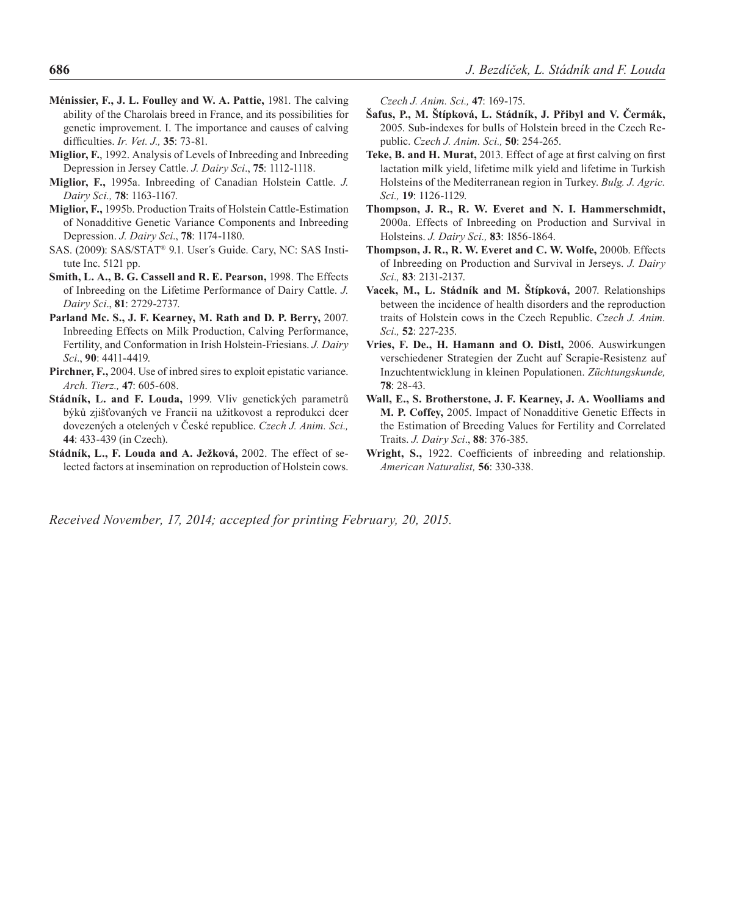**Ménissier, F., J. L. Foulley and W. A. Pattie,** 1981. The calving ability of the Charolais breed in France, and its possibilities for genetic improvement. I. The importance and causes of calving difficulties. *Ir. Vet. J.,* **35**: 73-81.

**Miglior, F.**, 1992. Analysis of Levels of Inbreeding and Inbreeding Depression in Jersey Cattle. *J. Dairy Sci*., **75**: 1112-1118.

**Miglior, F.,** 1995a. Inbreeding of Canadian Holstein Cattle. *J. Dairy Sci.,* **78**: 1163-1167.

**Miglior, F.,** 1995b. Production Traits of Holstein Cattle-Estimation of Nonadditive Genetic Variance Components and Inbreeding Depression. *J. Dairy Sci*., **78**: 1174-1180.

SAS. (2009): SAS/STAT® 9.1. User´s Guide. Cary, NC: SAS Institute Inc. 5121 pp.

**Smith, L. A., B. G. Cassell and R. E. Pearson,** 1998. The Effects of Inbreeding on the Lifetime Performance of Dairy Cattle. *J. Dairy Sci*., **81**: 2729-2737.

**Parland Mc. S., J. F. Kearney, M. Rath and D. P. Berry,** 2007. Inbreeding Effects on Milk Production, Calving Performance, Fertility, and Conformation in Irish Holstein-Friesians. *J. Dairy Sci*., **90**: 4411-4419.

**Pirchner, F.,** 2004. Use of inbred sires to exploit epistatic variance. *Arch. Tierz.,* **47**: 605-608.

**Stádník, L. and F. Louda,** 1999. Vliv genetických parametrů býků zjišťovaných ve Francii na užitkovost a reprodukci dcer dovezených a otelených v České republice. *Czech J. Anim. Sci.,* **44**: 433-439 (in Czech).

**Stádník, L., F. Louda and A. Ježková,** 2002. The effect of selected factors at insemination on reproduction of Holstein cows. *Czech J. Anim. Sci.,* **47**: 169-175.

**Šafus, P., M. Štípková, L. Stádník, J. Přibyl and V. Čermák,** 2005. Sub-indexes for bulls of Holstein breed in the Czech Republic. *Czech J. Anim. Sci.,* **50**: 254-265.

**Teke, B. and H. Murat,** 2013. Effect of age at first calving on first lactation milk yield, lifetime milk yield and lifetime in Turkish Holsteins of the Mediterranean region in Turkey. *Bulg. J. Agric. Sci.,* **19**: 1126-1129.

**Thompson, J. R., R. W. Everet and N. I. Hammerschmidt,** 2000a. Effects of Inbreeding on Production and Survival in Holsteins. *J. Dairy Sci.,* **83**: 1856-1864.

**Thompson, J. R., R. W. Everet and C. W. Wolfe,** 2000b. Effects of Inbreeding on Production and Survival in Jerseys. *J. Dairy Sci.,* **83**: 2131-2137.

**Vacek, M., L. Stádník and M. Štípková,** 2007. Relationships between the incidence of health disorders and the reproduction traits of Holstein cows in the Czech Republic. *Czech J. Anim. Sci.,* **52**: 227-235.

**Vries, F. De., H. Hamann and O. Distl,** 2006. Auswirkungen verschiedener Strategien der Zucht auf Scrapie-Resistenz auf Inzuchtentwicklung in kleinen Populationen. *Züchtungskunde,* **78**: 28-43.

**Wall, E., S. Brotherstone, J. F. Kearney, J. A. Woolliams and M. P. Coffey,** 2005. Impact of Nonadditive Genetic Effects in the Estimation of Breeding Values for Fertility and Correlated Traits. *J. Dairy Sci*., **88**: 376-385.

**Wright, S.,** 1922. Coefficients of inbreeding and relationship. *American Naturalist,* **56**: 330-338.

*Received November, 17, 2014; accepted for printing February, 20, 2015.*